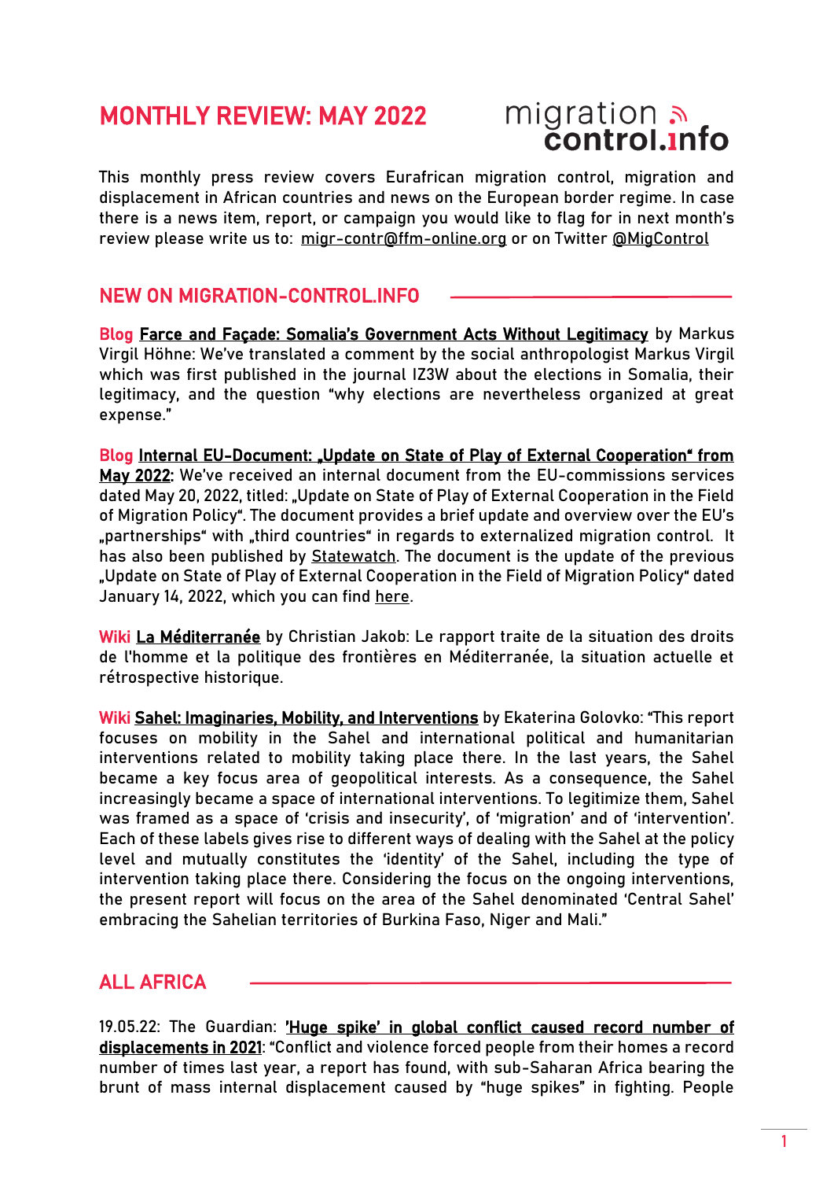# MONTHLY REVIEW: MAY 2022

migration control.info

This monthly press review covers Eurafrican migration control, migration and displacement in African countries and news on the European border regime. In case there is a news item, report, or campaign you would like to flag for in next month's review please write us to: migr-contr@ffm-online.org or on Twitter @MigControl

## NEW ON MIGRATION-CONTROL.INFO

**Blog** **Farce and Façade: Somalia's Government Acts Without Legitimacy** by Markus Virgil Höhne: We've translated a comment by the social anthropologist Markus Virgil which was first published in the journal IZ3W about the elections in Somalia, their legitimacy, and the question "why elections are nevertheless organized at great expense."

**Blog** **Internal EU-Document: „Update on State of Play of External Cooperation" from May 2022:** We've received an internal document from the EU-commissions services dated May 20, 2022, titled: „Update on State of Play of External Cooperation in the Field of Migration Policy". The document provides a brief update and overview over the EU's „partnerships" with „third countries" in regards to externalized migration control. It has also been published by Statewatch. The document is the update of the previous „Update on State of Play of External Cooperation in the Field of Migration Policy" dated January 14, 2022, which you can find here.

**Wiki** **La Méditerranée** by Christian Jakob: Le rapport traite de la situation des droits de l'homme et la politique des frontières en Méditerranée, la situation actuelle et rétrospective historique.

**Wiki** **Sahel: Imaginaries, Mobility, and Interventions** by Ekaterina Golovko: "This report focuses on mobility in the Sahel and international political and humanitarian interventions related to mobility taking place there. In the last years, the Sahel became a key focus area of geopolitical interests. As a consequence, the Sahel increasingly became a space of international interventions. To legitimize them, Sahel was framed as a space of 'crisis and insecurity', of 'migration' and of 'intervention'. Each of these labels gives rise to different ways of dealing with the Sahel at the policy level and mutually constitutes the 'identity' of the Sahel, including the type of intervention taking place there. Considering the focus on the ongoing interventions, the present report will focus on the area of the Sahel denominated 'Central Sahel' embracing the Sahelian territories of Burkina Faso, Niger and Mali."

## ALL AFRICA

19.05.22: The Guardian: **'Huge spike' in global conflict caused record number of displacements in 2021**: "Conflict and violence forced people from their homes a record number of times last year, a report has found, with sub-Saharan Africa bearing the brunt of mass internal displacement caused by "huge spikes" in fighting. People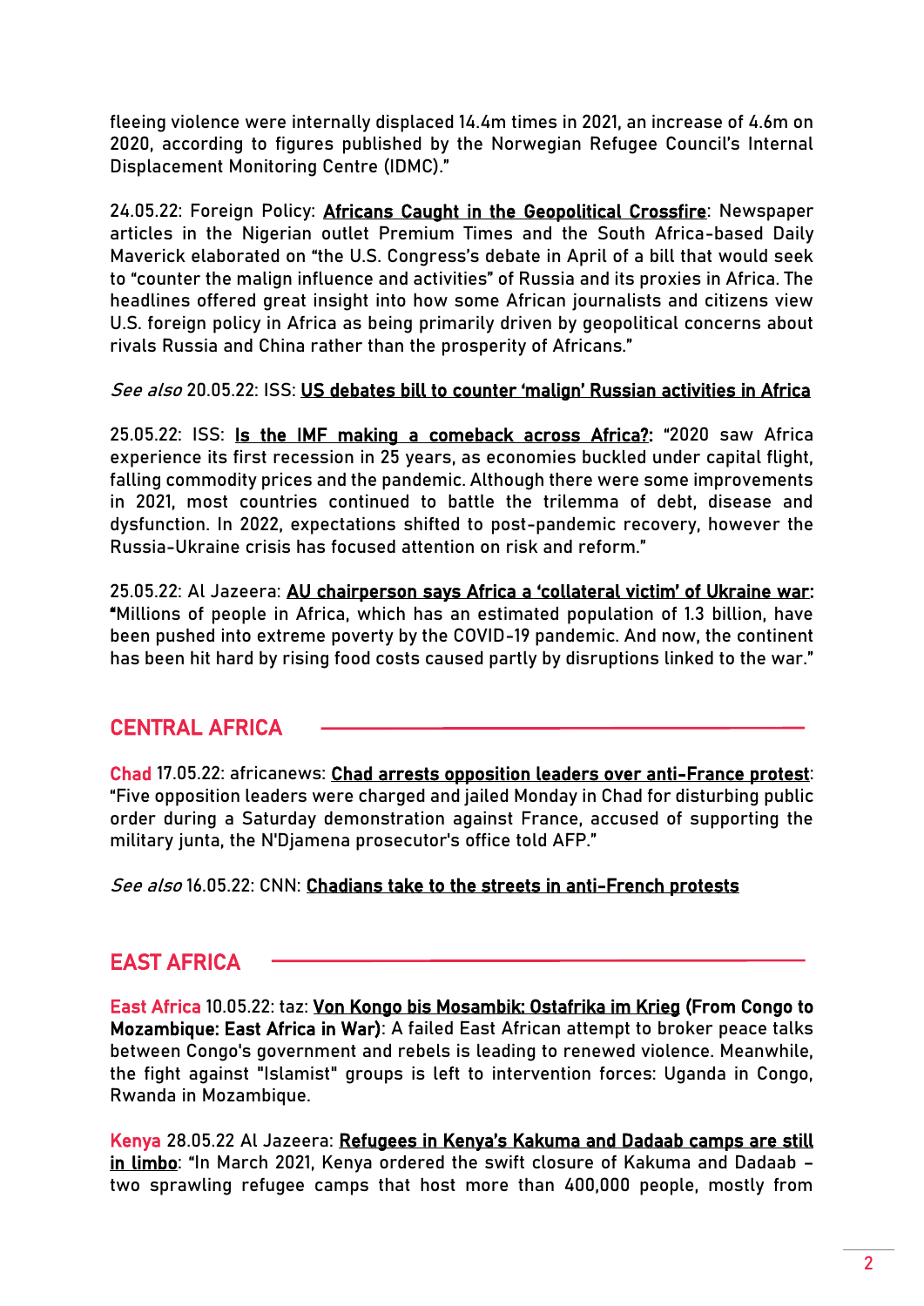fleeing violence were internally displaced 14.4m times in 2021, an increase of 4.6m on 2020, according to figures published by the Norwegian Refugee Council's Internal Displacement Monitoring Centre (IDMC)."

24.05.22: Foreign Policy: **Africans Caught in the Geopolitical Crossfire**: Newspaper articles in the Nigerian outlet Premium Times and the South Africa-based Daily Maverick elaborated on "the U.S. Congress's debate in April of a bill that would seek to "counter the malign influence and activities" of Russia and its proxies in Africa. The headlines offered great insight into how some African journalists and citizens view U.S. foreign policy in Africa as being primarily driven by geopolitical concerns about rivals Russia and China rather than the prosperity of Africans."

*See also* 20.05.22: ISS: **US debates bill to counter 'malign' Russian activities in Africa**

25.05.22: ISS: **Is the IMF making a comeback across Africa?**: "2020 saw Africa experience its first recession in 25 years, as economies buckled under capital flight, falling commodity prices and the pandemic. Although there were some improvements in 2021, most countries continued to battle the trilemma of debt, disease and dysfunction. In 2022, expectations shifted to post-pandemic recovery, however the Russia-Ukraine crisis has focused attention on risk and reform."

25.05.22: Al Jazeera: **AU chairperson says Africa a 'collateral victim' of Ukraine war**: "Millions of people in Africa, which has an estimated population of 1.3 billion, have been pushed into extreme poverty by the COVID-19 pandemic. And now, the continent has been hit hard by rising food costs caused partly by disruptions linked to the war."

## CENTRAL AFRICA

**Chad** 17.05.22: africanews: **Chad arrests opposition leaders over anti-France protest**: "Five opposition leaders were charged and jailed Monday in Chad for disturbing public order during a Saturday demonstration against France, accused of supporting the military junta, the N'Djamena prosecutor's office told AFP."

*See also* 16.05.22: CNN: **Chadians take to the streets in anti-French protests**

## EAST AFRICA

**East Africa** 10.05.22: taz: **Von Kongo bis Mosambik: Ostafrika im Krieg (From Congo to Mozambique: East Africa in War)**: A failed East African attempt to broker peace talks between Congo's government and rebels is leading to renewed violence. Meanwhile, the fight against "Islamist" groups is left to intervention forces: Uganda in Congo, Rwanda in Mozambique.

**Kenya** 28.05.22 Al Jazeera: **Refugees in Kenya's Kakuma and Dadaab camps are still in limbo**: "In March 2021, Kenya ordered the swift closure of Kakuma and Dadaab – two sprawling refugee camps that host more than 400,000 people, mostly from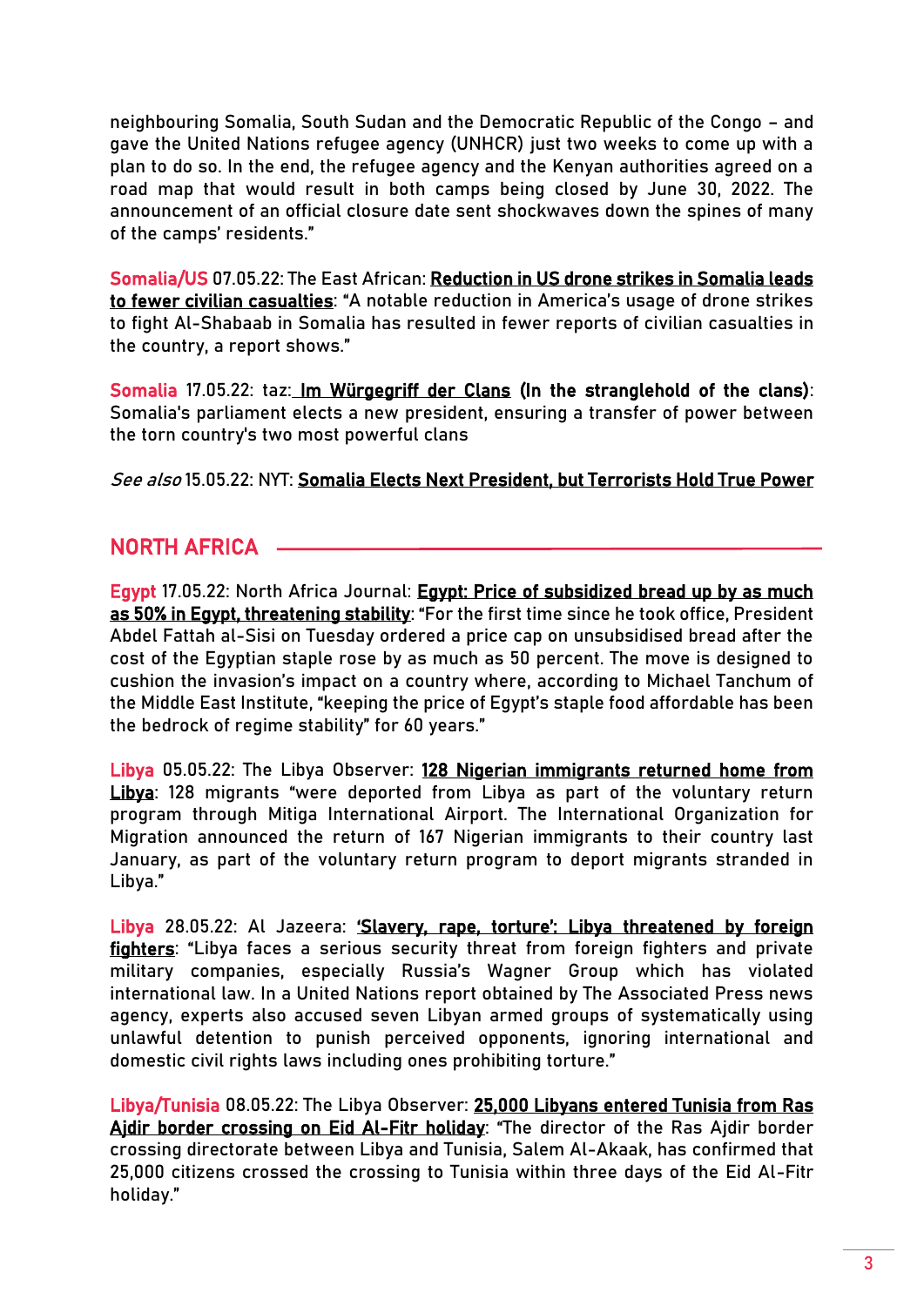neighbouring Somalia, South Sudan and the Democratic Republic of the Congo – and gave the United Nations refugee agency (UNHCR) just two weeks to come up with a plan to do so. In the end, the refugee agency and the Kenyan authorities agreed on a road map that would result in both camps being closed by June 30, 2022. The announcement of an official closure date sent shockwaves down the spines of many of the camps' residents."

**Somalia/US** 07.05.22: The East African: **Reduction in US drone strikes in Somalia leads to fewer civilian casualties**: "A notable reduction in America's usage of drone strikes to fight Al-Shabaab in Somalia has resulted in fewer reports of civilian casualties in the country, a report shows."

**Somalia** 17.05.22: taz: **Im Würgegriff der Clans (In the stranglehold of the clans)**: Somalia's parliament elects a new president, ensuring a transfer of power between the torn country's two most powerful clans

*See also* 15.05.22: NYT: **Somalia Elects Next President, but Terrorists Hold True Power**

## NORTH AFRICA

**Egypt** 17.05.22: North Africa Journal: **Egypt: Price of subsidized bread up by as much as 50% in Egypt, threatening stability**: "For the first time since he took office, President Abdel Fattah al-Sisi on Tuesday ordered a price cap on unsubsidised bread after the cost of the Egyptian staple rose by as much as 50 percent. The move is designed to cushion the invasion's impact on a country where, according to Michael Tanchum of the Middle East Institute, "keeping the price of Egypt's staple food affordable has been the bedrock of regime stability" for 60 years."

**Libya** 05.05.22: The Libya Observer: **128 Nigerian immigrants returned home from Libya**: 128 migrants "were deported from Libya as part of the voluntary return program through Mitiga International Airport. The International Organization for Migration announced the return of 167 Nigerian immigrants to their country last January, as part of the voluntary return program to deport migrants stranded in Libya."

**Libya** 28.05.22: Al Jazeera: **'Slavery, rape, torture': Libya threatened by foreign fighters**: "Libya faces a serious security threat from foreign fighters and private military companies, especially Russia's Wagner Group which has violated international law. In a United Nations report obtained by The Associated Press news agency, experts also accused seven Libyan armed groups of systematically using unlawful detention to punish perceived opponents, ignoring international and domestic civil rights laws including ones prohibiting torture."

**Libya/Tunisia** 08.05.22: The Libya Observer: **25,000 Libyans entered Tunisia from Ras Ajdir border crossing on Eid Al-Fitr holiday**: "The director of the Ras Ajdir border crossing directorate between Libya and Tunisia, Salem Al-Akaak, has confirmed that 25,000 citizens crossed the crossing to Tunisia within three days of the Eid Al-Fitr holiday."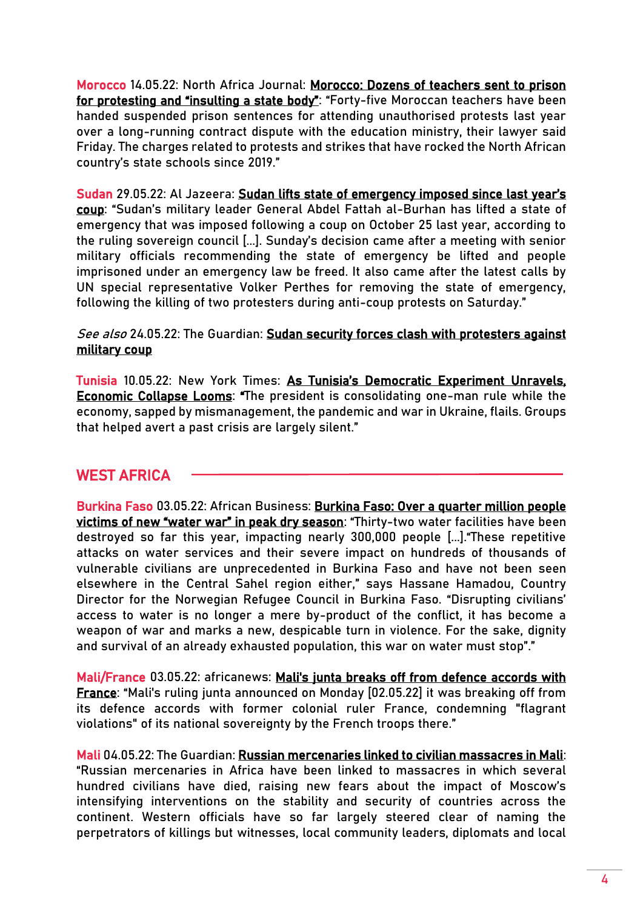**Morocco** 14.05.22: North Africa Journal: **Morocco: Dozens of teachers sent to prison for protesting and "insulting a state body"**: "Forty-five Moroccan teachers have been handed suspended prison sentences for attending unauthorised protests last year over a long-running contract dispute with the education ministry, their lawyer said Friday. The charges related to protests and strikes that have rocked the North African country's state schools since 2019."

**Sudan** 29.05.22: Al Jazeera: **Sudan lifts state of emergency imposed since last year's coup**: "Sudan's military leader General Abdel Fattah al-Burhan has lifted a state of emergency that was imposed following a coup on October 25 last year, according to the ruling sovereign council [...]. Sunday's decision came after a meeting with senior military officials recommending the state of emergency be lifted and people imprisoned under an emergency law be freed. It also came after the latest calls by UN special representative Volker Perthes for removing the state of emergency, following the killing of two protesters during anti-coup protests on Saturday."

*See also* 24.05.22: The Guardian: **Sudan security forces clash with protesters against military coup**

**Tunisia** 10.05.22: New York Times: **As Tunisia's Democratic Experiment Unravels, Economic Collapse Looms**: "The president is consolidating one-man rule while the economy, sapped by mismanagement, the pandemic and war in Ukraine, flails. Groups that helped avert a past crisis are largely silent."

## WEST AFRICA

**Burkina Faso** 03.05.22: African Business: **Burkina Faso: Over a quarter million people victims of new "water war" in peak dry season**: "Thirty-two water facilities have been destroyed so far this year, impacting nearly 300,000 people [...]."These repetitive attacks on water services and their severe impact on hundreds of thousands of vulnerable civilians are unprecedented in Burkina Faso and have not been seen elsewhere in the Central Sahel region either," says Hassane Hamadou, Country Director for the Norwegian Refugee Council in Burkina Faso. "Disrupting civilians' access to water is no longer a mere by-product of the conflict, it has become a weapon of war and marks a new, despicable turn in violence. For the sake, dignity and survival of an already exhausted population, this war on water must stop"."

**Mali/France** 03.05.22: africanews: **Mali's junta breaks off from defence accords with France**: "Mali's ruling junta announced on Monday [02.05.22] it was breaking off from its defence accords with former colonial ruler France, condemning "flagrant violations" of its national sovereignty by the French troops there."

**Mali** 04.05.22: The Guardian: **Russian mercenaries linked to civilian massacres in Mali**: "Russian mercenaries in Africa have been linked to massacres in which several hundred civilians have died, raising new fears about the impact of Moscow's intensifying interventions on the stability and security of countries across the continent. Western officials have so far largely steered clear of naming the perpetrators of killings but witnesses, local community leaders, diplomats and local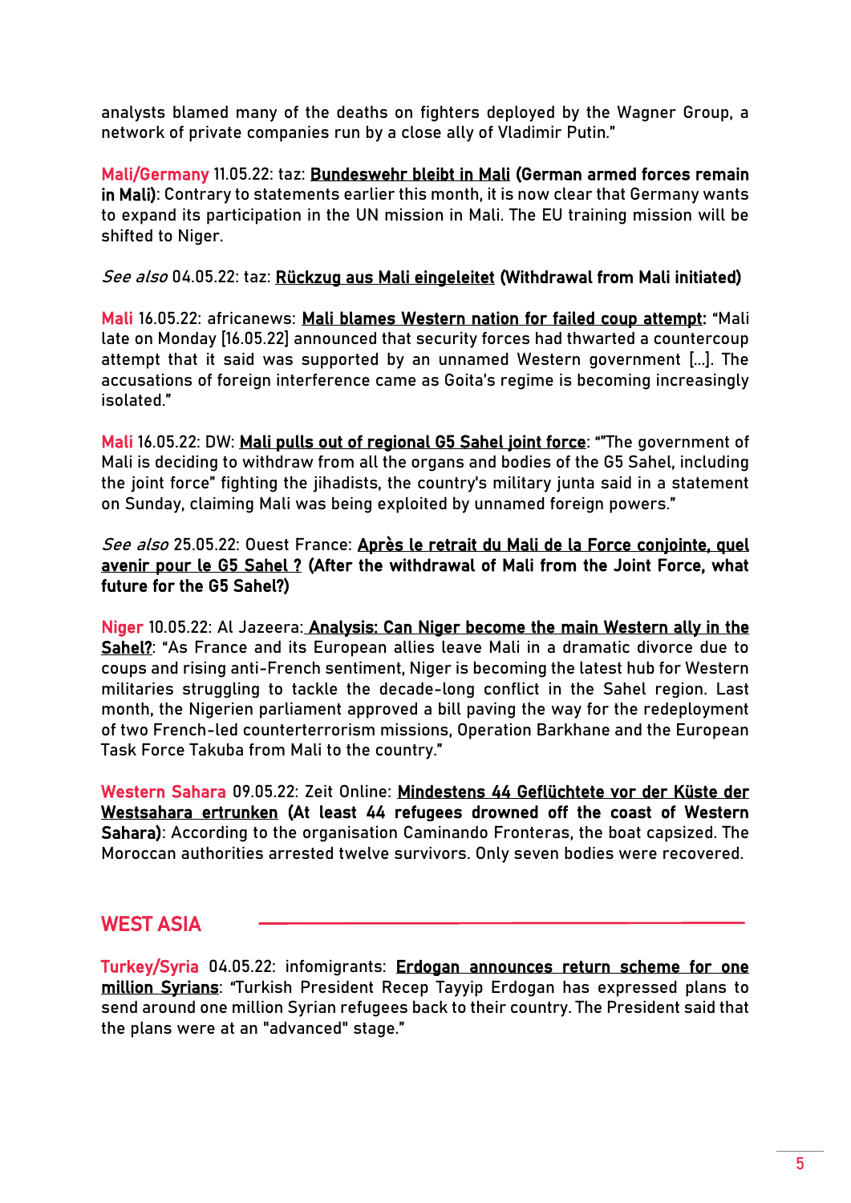analysts blamed many of the deaths on fighters deployed by the Wagner Group, a network of private companies run by a close ally of Vladimir Putin."

**Mali/Germany** 11.05.22: taz: **Bundeswehr bleibt in Mali (German armed forces remain in Mali)**: Contrary to statements earlier this month, it is now clear that Germany wants to expand its participation in the UN mission in Mali. The EU training mission will be shifted to Niger.

*See also* 04.05.22: taz: **Rückzug aus Mali eingeleitet (Withdrawal from Mali initiated)**

**Mali** 16.05.22: africanews: **Mali blames Western nation for failed coup attempt**: "Mali late on Monday [16.05.22] announced that security forces had thwarted a countercoup attempt that it said was supported by an unnamed Western government [...]. The accusations of foreign interference came as Goita's regime is becoming increasingly isolated."

**Mali** 16.05.22: DW: **Mali pulls out of regional G5 Sahel joint force**: ""The government of Mali is deciding to withdraw from all the organs and bodies of the G5 Sahel, including the joint force" fighting the jihadists, the country's military junta said in a statement on Sunday, claiming Mali was being exploited by unnamed foreign powers."

*See also* 25.05.22: Ouest France: **Après le retrait du Mali de la Force conjointe, quel avenir pour le G5 Sahel ? (After the withdrawal of Mali from the Joint Force, what future for the G5 Sahel?)**

**Niger** 10.05.22: Al Jazeera: **Analysis: Can Niger become the main Western ally in the Sahel?**: "As France and its European allies leave Mali in a dramatic divorce due to coups and rising anti-French sentiment, Niger is becoming the latest hub for Western militaries struggling to tackle the decade-long conflict in the Sahel region. Last month, the Nigerien parliament approved a bill paving the way for the redeployment of two French-led counterterrorism missions, Operation Barkhane and the European Task Force Takuba from Mali to the country."

**Western Sahara** 09.05.22: Zeit Online: **Mindestens 44 Geflüchtete vor der Küste der Westsahara ertrunken (At least 44 refugees drowned off the coast of Western Sahara)**: According to the organisation Caminando Fronteras, the boat capsized. The Moroccan authorities arrested twelve survivors. Only seven bodies were recovered.

## WEST ASIA

**Turkey/Syria** 04.05.22: infomigrants: **Erdogan announces return scheme for one million Syrians**: "Turkish President Recep Tayyip Erdogan has expressed plans to send around one million Syrian refugees back to their country. The President said that the plans were at an "advanced" stage."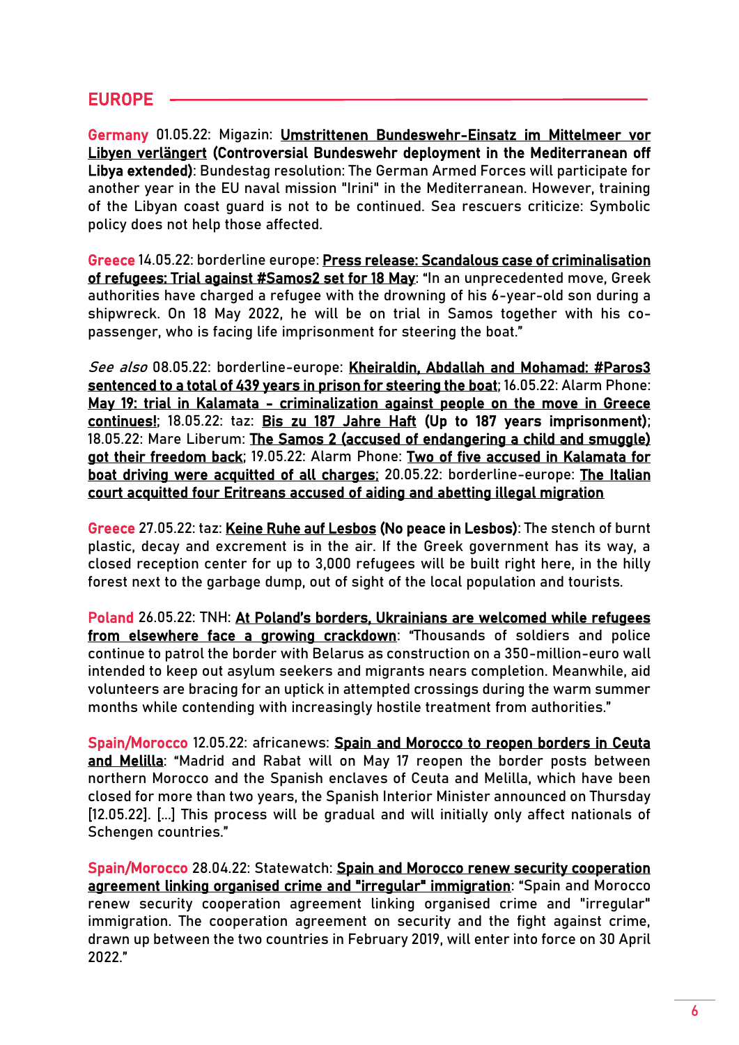## EUROPE

**Germany** 01.05.22: Migazin: **Umstrittenen Bundeswehr-Einsatz im Mittelmeer vor Libyen verlängert (Controversial Bundeswehr deployment in the Mediterranean off Libya extended)**: Bundestag resolution: The German Armed Forces will participate for another year in the EU naval mission "Irini" in the Mediterranean. However, training of the Libyan coast guard is not to be continued. Sea rescuers criticize: Symbolic policy does not help those affected.

**Greece** 14.05.22: borderline europe: **Press release: Scandalous case of criminalisation of refugees: Trial against #Samos2 set for 18 May**: "In an unprecedented move, Greek authorities have charged a refugee with the drowning of his 6-year-old son during a shipwreck. On 18 May 2022, he will be on trial in Samos together with his co-passenger, who is facing life imprisonment for steering the boat."

*See also* 08.05.22: borderline-europe: **Kheiraldin, Abdallah and Mohamad: #Paros3 sentenced to a total of 439 years in prison for steering the boat**; 16.05.22: Alarm Phone: **May 19: trial in Kalamata - criminalization against people on the move in Greece continues!**; 18.05.22: taz: **Bis zu 187 Jahre Haft (Up to 187 years imprisonment)**; 18.05.22: Mare Liberum: **The Samos 2 (accused of endangering a child and smuggle) got their freedom back**; 19.05.22: Alarm Phone: **Two of five accused in Kalamata for boat driving were acquitted of all charges**; 20.05.22: borderline-europe: **The Italian court acquitted four Eritreans accused of aiding and abetting illegal migration**

**Greece** 27.05.22: taz: **Keine Ruhe auf Lesbos (No peace in Lesbos)**: The stench of burnt plastic, decay and excrement is in the air. If the Greek government has its way, a closed reception center for up to 3,000 refugees will be built right here, in the hilly forest next to the garbage dump, out of sight of the local population and tourists.

**Poland** 26.05.22: TNH: **At Poland's borders, Ukrainians are welcomed while refugees from elsewhere face a growing crackdown**: "Thousands of soldiers and police continue to patrol the border with Belarus as construction on a 350-million-euro wall intended to keep out asylum seekers and migrants nears completion. Meanwhile, aid volunteers are bracing for an uptick in attempted crossings during the warm summer months while contending with increasingly hostile treatment from authorities."

**Spain/Morocco** 12.05.22: africanews: **Spain and Morocco to reopen borders in Ceuta and Melilla**: "Madrid and Rabat will on May 17 reopen the border posts between northern Morocco and the Spanish enclaves of Ceuta and Melilla, which have been closed for more than two years, the Spanish Interior Minister announced on Thursday [12.05.22]. [...] This process will be gradual and will initially only affect nationals of Schengen countries."

**Spain/Morocco** 28.04.22: Statewatch: **Spain and Morocco renew security cooperation agreement linking organised crime and "irregular" immigration**: "Spain and Morocco renew security cooperation agreement linking organised crime and "irregular" immigration. The cooperation agreement on security and the fight against crime, drawn up between the two countries in February 2019, will enter into force on 30 April 2022."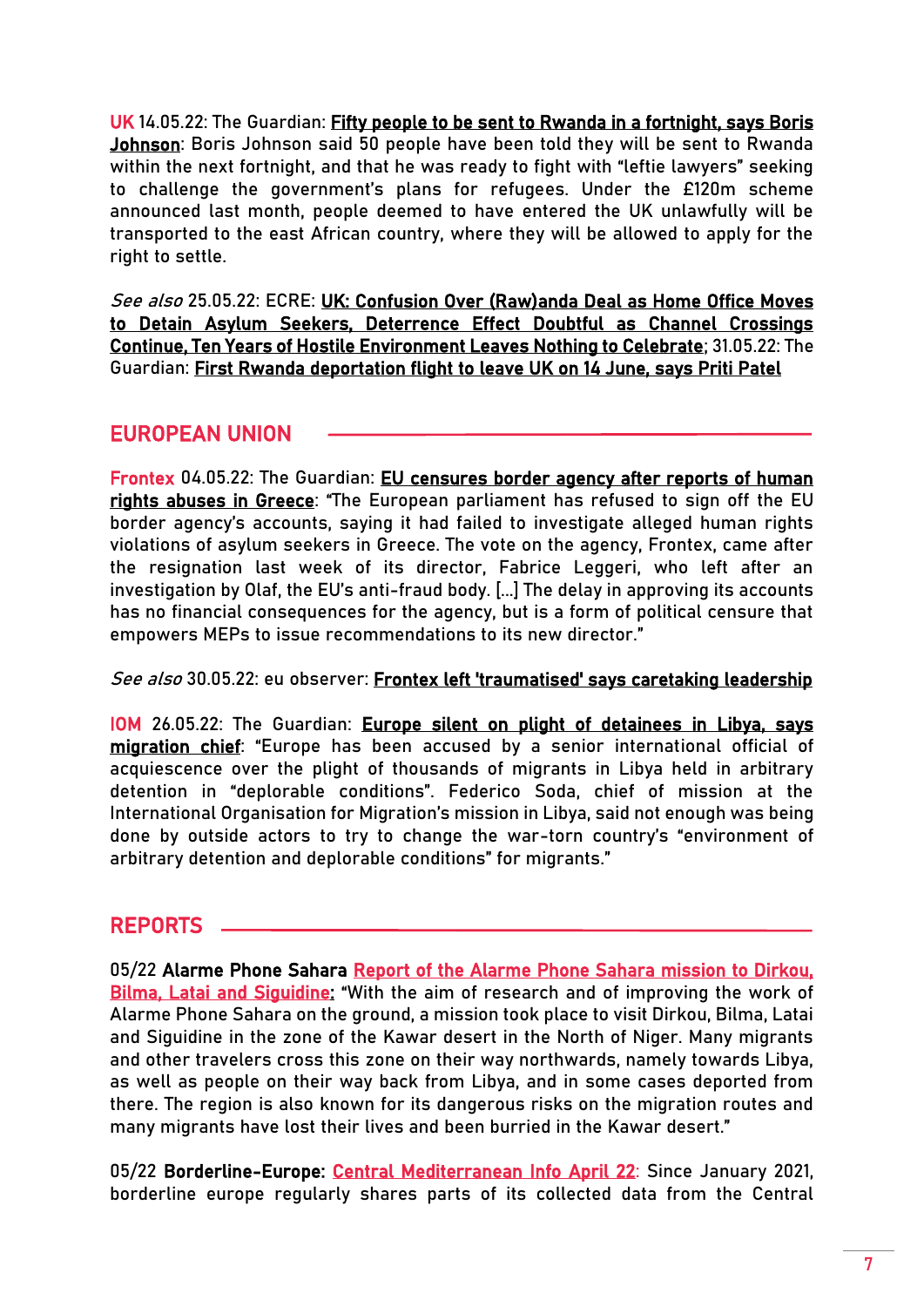**UK** 14.05.22: The Guardian: **Fifty people to be sent to Rwanda in a fortnight, says Boris Johnson**: Boris Johnson said 50 people have been told they will be sent to Rwanda within the next fortnight, and that he was ready to fight with "leftie lawyers" seeking to challenge the government's plans for refugees. Under the £120m scheme announced last month, people deemed to have entered the UK unlawfully will be transported to the east African country, where they will be allowed to apply for the right to settle.

*See also* 25.05.22: ECRE: **UK: Confusion Over (Raw)anda Deal as Home Office Moves to Detain Asylum Seekers, Deterrence Effect Doubtful as Channel Crossings Continue, Ten Years of Hostile Environment Leaves Nothing to Celebrate**; 31.05.22: The Guardian: **First Rwanda deportation flight to leave UK on 14 June, says Priti Patel**

## EUROPEAN UNION

**Frontex** 04.05.22: The Guardian: **EU censures border agency after reports of human rights abuses in Greece**: "The European parliament has refused to sign off the EU border agency's accounts, saying it had failed to investigate alleged human rights violations of asylum seekers in Greece. The vote on the agency, Frontex, came after the resignation last week of its director, Fabrice Leggeri, who left after an investigation by Olaf, the EU's anti-fraud body. [...] The delay in approving its accounts has no financial consequences for the agency, but is a form of political censure that empowers MEPs to issue recommendations to its new director."

*See also* 30.05.22: eu observer: **Frontex left 'traumatised' says caretaking leadership**

**IOM** 26.05.22: The Guardian: **Europe silent on plight of detainees in Libya, says migration chief**: "Europe has been accused by a senior international official of acquiescence over the plight of thousands of migrants in Libya held in arbitrary detention in "deplorable conditions". Federico Soda, chief of mission at the International Organisation for Migration's mission in Libya, said not enough was being done by outside actors to try to change the war-torn country's "environment of arbitrary detention and deplorable conditions" for migrants."

## REPORTS

05/22 **Alarme Phone Sahara** Report of the Alarme Phone Sahara mission to Dirkou, Bilma, Latai and Siguidine: "With the aim of research and of improving the work of Alarme Phone Sahara on the ground, a mission took place to visit Dirkou, Bilma, Latai and Siguidine in the zone of the Kawar desert in the North of Niger. Many migrants and other travelers cross this zone on their way northwards, namely towards Libya, as well as people on their way back from Libya, and in some cases deported from there. The region is also known for its dangerous risks on the migration routes and many migrants have lost their lives and been burried in the Kawar desert."

05/22 **Borderline-Europe:** Central Mediterranean Info April 22: Since January 2021, borderline europe regularly shares parts of its collected data from the Central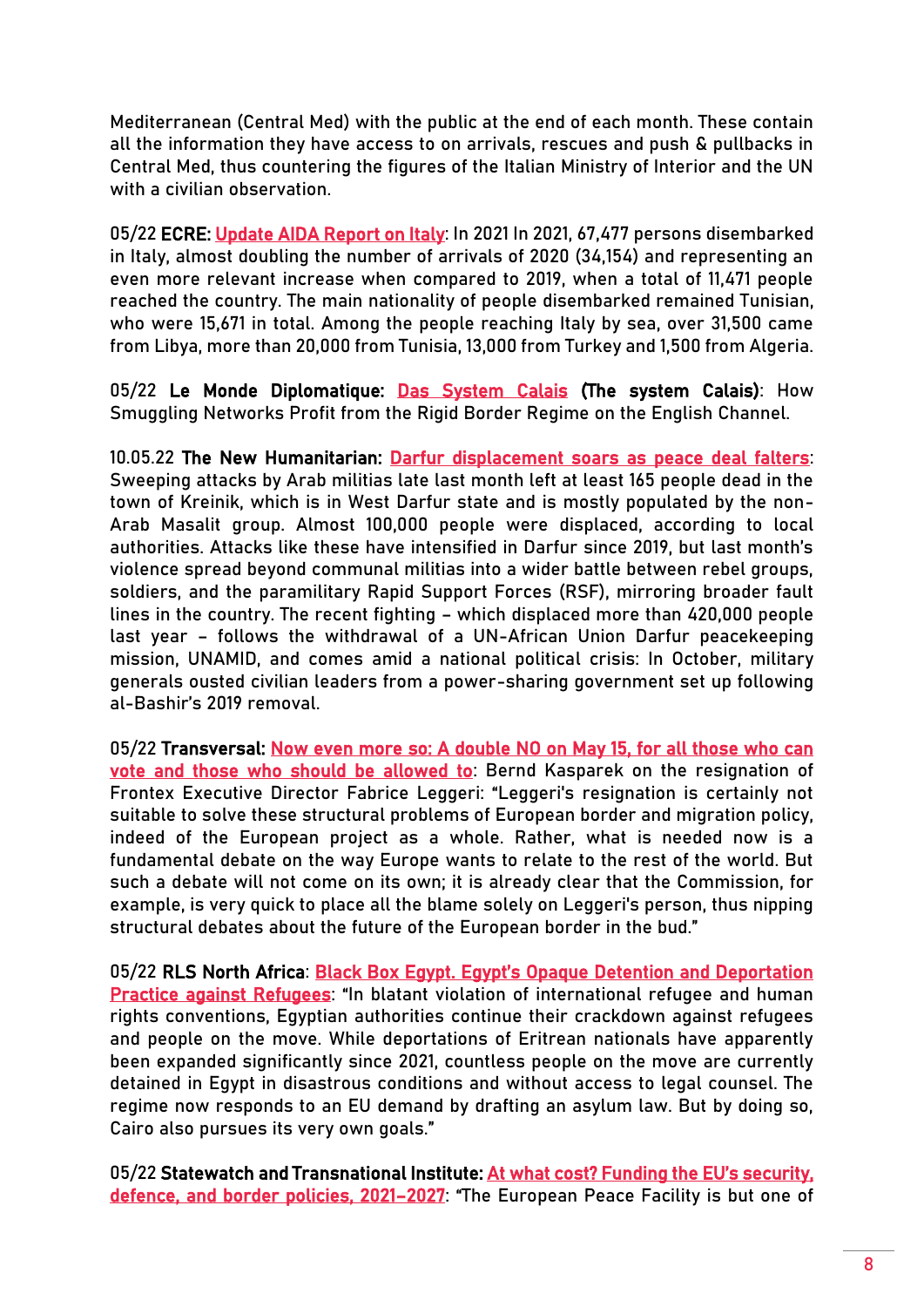Mediterranean (Central Med) with the public at the end of each month. These contain all the information they have access to on arrivals, rescues and push & pullbacks in Central Med, thus countering the figures of the Italian Ministry of Interior and the UN with a civilian observation.

05/22 **ECRE:** Update AIDA Report on Italy: In 2021 In 2021, 67,477 persons disembarked in Italy, almost doubling the number of arrivals of 2020 (34,154) and representing an even more relevant increase when compared to 2019, when a total of 11,471 people reached the country. The main nationality of people disembarked remained Tunisian, who were 15,671 in total. Among the people reaching Italy by sea, over 31,500 came from Libya, more than 20,000 from Tunisia, 13,000 from Turkey and 1,500 from Algeria.

05/22 **Le Monde Diplomatique:** Das System Calais **(The system Calais)**: How Smuggling Networks Profit from the Rigid Border Regime on the English Channel.

10.05.22 **The New Humanitarian:** Darfur displacement soars as peace deal falters: Sweeping attacks by Arab militias late last month left at least 165 people dead in the town of Kreinik, which is in West Darfur state and is mostly populated by the non-Arab Masalit group. Almost 100,000 people were displaced, according to local authorities. Attacks like these have intensified in Darfur since 2019, but last month's violence spread beyond communal militias into a wider battle between rebel groups, soldiers, and the paramilitary Rapid Support Forces (RSF), mirroring broader fault lines in the country. The recent fighting – which displaced more than 420,000 people last year – follows the withdrawal of a UN-African Union Darfur peacekeeping mission, UNAMID, and comes amid a national political crisis: In October, military generals ousted civilian leaders from a power-sharing government set up following al-Bashir's 2019 removal.

05/22 **Transversal:** Now even more so: A double NO on May 15, for all those who can vote and those who should be allowed to: Bernd Kasparek on the resignation of Frontex Executive Director Fabrice Leggeri: "Leggeri's resignation is certainly not suitable to solve these structural problems of European border and migration policy, indeed of the European project as a whole. Rather, what is needed now is a fundamental debate on the way Europe wants to relate to the rest of the world. But such a debate will not come on its own; it is already clear that the Commission, for example, is very quick to place all the blame solely on Leggeri's person, thus nipping structural debates about the future of the European border in the bud."

05/22 **RLS North Africa**: Black Box Egypt. Egypt's Opaque Detention and Deportation Practice against Refugees: "In blatant violation of international refugee and human rights conventions, Egyptian authorities continue their crackdown against refugees and people on the move. While deportations of Eritrean nationals have apparently been expanded significantly since 2021, countless people on the move are currently detained in Egypt in disastrous conditions and without access to legal counsel. The regime now responds to an EU demand by drafting an asylum law. But by doing so, Cairo also pursues its very own goals."

05/22 **Statewatch and Transnational Institute:** At what cost? Funding the EU's security, defence, and border policies, 2021–2027: "The European Peace Facility is but one of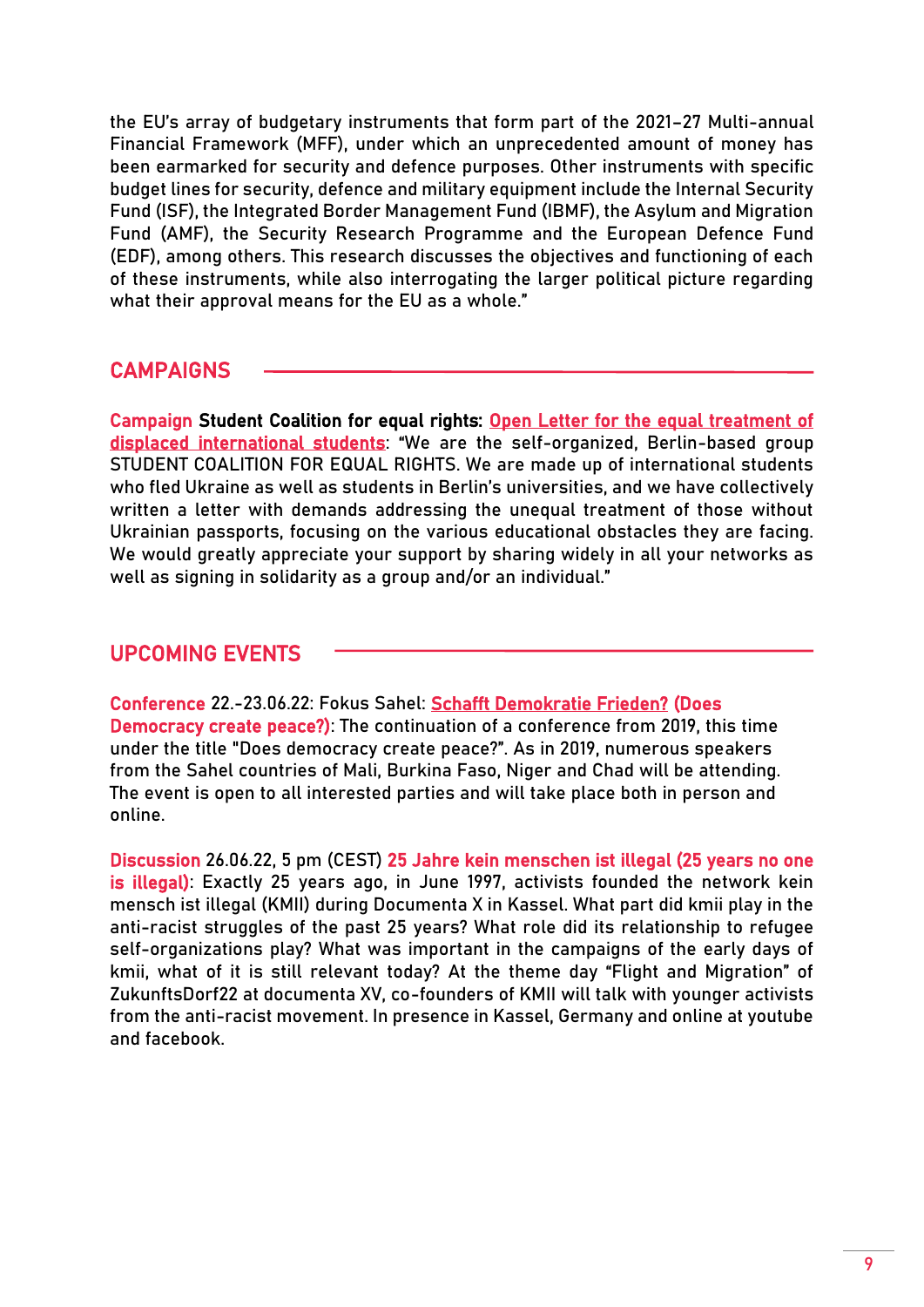the EU's array of budgetary instruments that form part of the 2021–27 Multi-annual Financial Framework (MFF), under which an unprecedented amount of money has been earmarked for security and defence purposes. Other instruments with specific budget lines for security, defence and military equipment include the Internal Security Fund (ISF), the Integrated Border Management Fund (IBMF), the Asylum and Migration Fund (AMF), the Security Research Programme and the European Defence Fund (EDF), among others. This research discusses the objectives and functioning of each of these instruments, while also interrogating the larger political picture regarding what their approval means for the EU as a whole."

## CAMPAIGNS

**Campaign Student Coalition for equal rights: Open Letter for the equal treatment of displaced international students**: "We are the self-organized, Berlin-based group STUDENT COALITION FOR EQUAL RIGHTS. We are made up of international students who fled Ukraine as well as students in Berlin's universities, and we have collectively written a letter with demands addressing the unequal treatment of those without Ukrainian passports, focusing on the various educational obstacles they are facing. We would greatly appreciate your support by sharing widely in all your networks as well as signing in solidarity as a group and/or an individual."

## UPCOMING EVENTS

**Conference** 22.-23.06.22: Fokus Sahel: **Schafft Demokratie Frieden? (Does Democracy create peace?)**: The continuation of a conference from 2019, this time under the title "Does democracy create peace?". As in 2019, numerous speakers from the Sahel countries of Mali, Burkina Faso, Niger and Chad will be attending. The event is open to all interested parties and will take place both in person and online.

**Discussion** 26.06.22, 5 pm (CEST) **25 Jahre kein menschen ist illegal (25 years no one is illegal)**: Exactly 25 years ago, in June 1997, activists founded the network kein mensch ist illegal (KMII) during Documenta X in Kassel. What part did kmii play in the anti-racist struggles of the past 25 years? What role did its relationship to refugee self-organizations play? What was important in the campaigns of the early days of kmii, what of it is still relevant today? At the theme day "Flight and Migration" of ZukunftsDorf22 at documenta XV, co-founders of KMII will talk with younger activists from the anti-racist movement. In presence in Kassel, Germany and online at youtube and facebook.